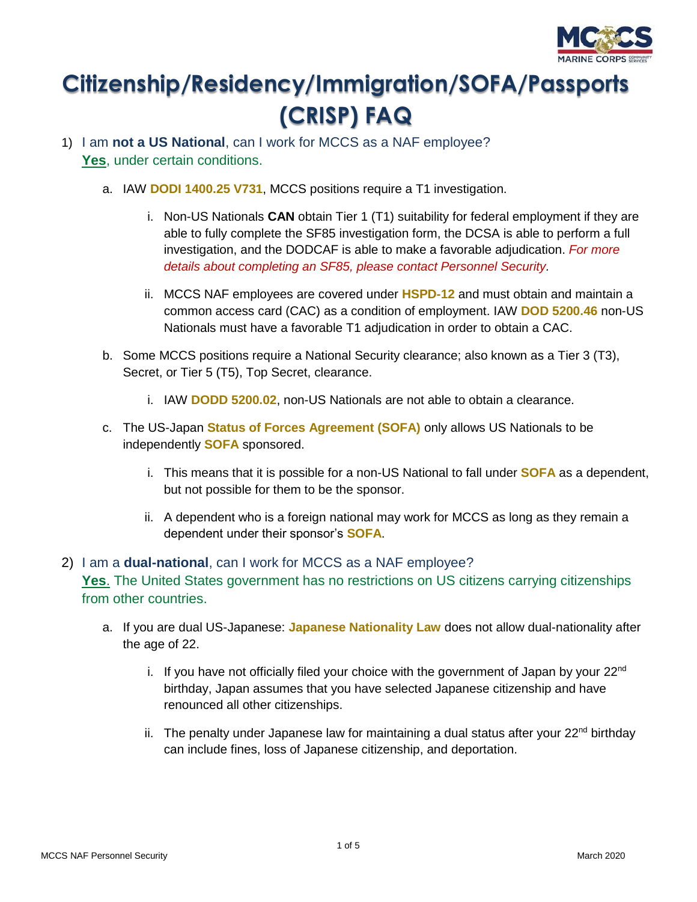# Citizenship/Residency/Immigration/SOFA/Passports (CRISP) FAQ

1) I am **not a US National**, can I work for MCCS as a NAF employee?
   **Yes**, under certain conditions.

   a. IAW **DODI 1400.25 V731**, MCCS positions require a T1 investigation.

      i. Non-US Nationals **CAN** obtain Tier 1 (T1) suitability for federal employment if they are able to fully complete the SF85 investigation form, the DCSA is able to perform a full investigation, and the DODCAF is able to make a favorable adjudication. *For more details about completing an SF85, please contact Personnel Security.*

      ii. MCCS NAF employees are covered under **HSPD-12** and must obtain and maintain a common access card (CAC) as a condition of employment. IAW **DOD 5200.46** non-US Nationals must have a favorable T1 adjudication in order to obtain a CAC.

   b. Some MCCS positions require a National Security clearance; also known as a Tier 3 (T3), Secret, or Tier 5 (T5), Top Secret, clearance.

      i. IAW **DODD 5200.02**, non-US Nationals are not able to obtain a clearance.

   c. The US-Japan **Status of Forces Agreement (SOFA)** only allows US Nationals to be independently **SOFA** sponsored.

      i. This means that it is possible for a non-US National to fall under **SOFA** as a dependent, but not possible for them to be the sponsor.

      ii. A dependent who is a foreign national may work for MCCS as long as they remain a dependent under their sponsor's **SOFA**.

2) I am a **dual-national**, can I work for MCCS as a NAF employee?
   **Yes**. The United States government has no restrictions on US citizens carrying citizenships from other countries.

   a. If you are dual US-Japanese: **Japanese Nationality Law** does not allow dual-nationality after the age of 22.

      i. If you have not officially filed your choice with the government of Japan by your 22nd birthday, Japan assumes that you have selected Japanese citizenship and have renounced all other citizenships.

      ii. The penalty under Japanese law for maintaining a dual status after your 22nd birthday can include fines, loss of Japanese citizenship, and deportation.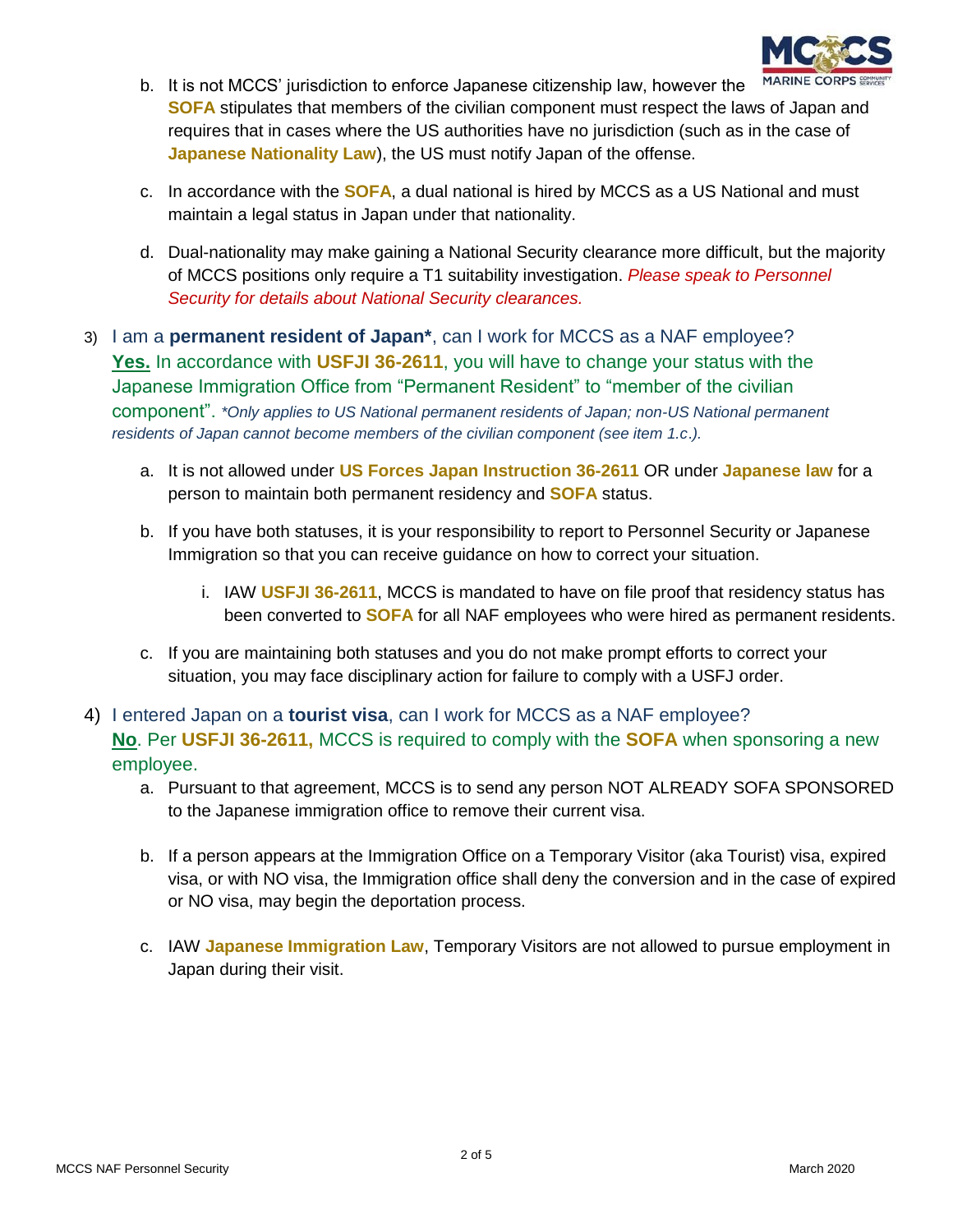b. It is not MCCS' jurisdiction to enforce Japanese citizenship law, however the **SOFA** stipulates that members of the civilian component must respect the laws of Japan and requires that in cases where the US authorities have no jurisdiction (such as in the case of **Japanese Nationality Law**), the US must notify Japan of the offense.

c. In accordance with the **SOFA**, a dual national is hired by MCCS as a US National and must maintain a legal status in Japan under that nationality.

d. Dual-nationality may make gaining a National Security clearance more difficult, but the majority of MCCS positions only require a T1 suitability investigation. *Please speak to Personnel Security for details about National Security clearances.*

3) I am a **permanent resident of Japan***, can I work for MCCS as a NAF employee?
**Yes.** In accordance with **USFJI 36-2611**, you will have to change your status with the Japanese Immigration Office from "Permanent Resident" to "member of the civilian component". **Only applies to US National permanent residents of Japan; non-US National permanent residents of Japan cannot become members of the civilian component (see item 1.c.).*

   a. It is not allowed under **US Forces Japan Instruction 36-2611** OR under **Japanese law** for a person to maintain both permanent residency and **SOFA** status.

   b. If you have both statuses, it is your responsibility to report to Personnel Security or Japanese Immigration so that you can receive guidance on how to correct your situation.

      i. IAW **USFJI 36-2611**, MCCS is mandated to have on file proof that residency status has been converted to **SOFA** for all NAF employees who were hired as permanent residents.

   c. If you are maintaining both statuses and you do not make prompt efforts to correct your situation, you may face disciplinary action for failure to comply with a USFJ order.

4) I entered Japan on a **tourist visa**, can I work for MCCS as a NAF employee?
**No**. Per **USFJI 36-2611,** MCCS is required to comply with the **SOFA** when sponsoring a new employee.

   a. Pursuant to that agreement, MCCS is to send any person NOT ALREADY SOFA SPONSORED to the Japanese immigration office to remove their current visa.

   b. If a person appears at the Immigration Office on a Temporary Visitor (aka Tourist) visa, expired visa, or with NO visa, the Immigration office shall deny the conversion and in the case of expired or NO visa, may begin the deportation process.

   c. IAW **Japanese Immigration Law**, Temporary Visitors are not allowed to pursue employment in Japan during their visit.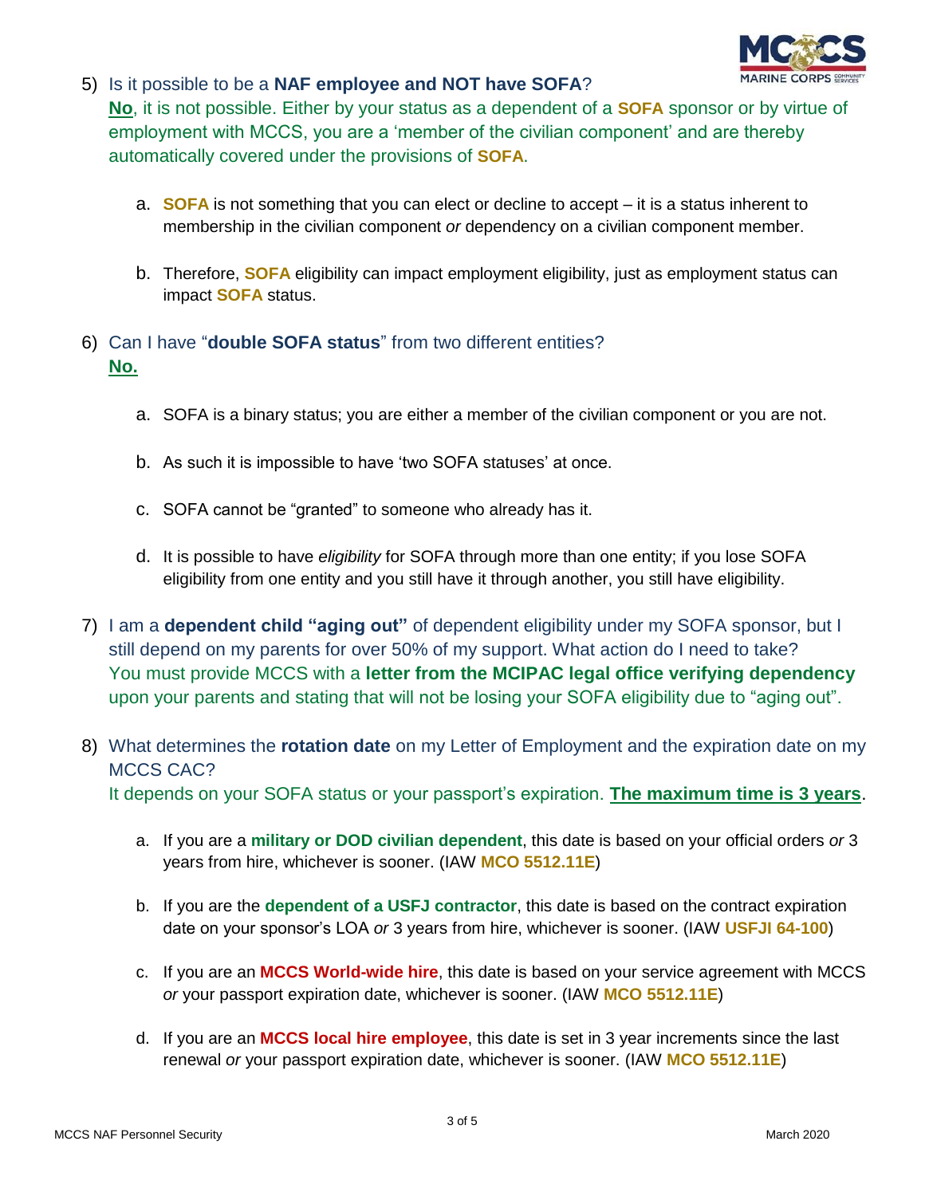5) Is it possible to be a **NAF employee and NOT have SOFA**?
**No**, it is not possible. Either by your status as a dependent of a **SOFA** sponsor or by virtue of employment with MCCS, you are a 'member of the civilian component' and are thereby automatically covered under the provisions of **SOFA**.

   a. **SOFA** is not something that you can elect or decline to accept – it is a status inherent to membership in the civilian component *or* dependency on a civilian component member.

   b. Therefore, **SOFA** eligibility can impact employment eligibility, just as employment status can impact **SOFA** status.

6) Can I have "**double SOFA status**" from two different entities?
**No.**

   a. SOFA is a binary status; you are either a member of the civilian component or you are not.

   b. As such it is impossible to have 'two SOFA statuses' at once.

   c. SOFA cannot be "granted" to someone who already has it.

   d. It is possible to have *eligibility* for SOFA through more than one entity; if you lose SOFA eligibility from one entity and you still have it through another, you still have eligibility.

7) I am a **dependent child "aging out"** of dependent eligibility under my SOFA sponsor, but I still depend on my parents for over 50% of my support. What action do I need to take?
You must provide MCCS with a **letter from the MCIPAC legal office verifying dependency** upon your parents and stating that will not be losing your SOFA eligibility due to "aging out".

8) What determines the **rotation date** on my Letter of Employment and the expiration date on my MCCS CAC?
It depends on your SOFA status or your passport's expiration. **The maximum time is 3 years**.

   a. If you are a **military or DOD civilian dependent**, this date is based on your official orders *or* 3 years from hire, whichever is sooner. (IAW **MCO 5512.11E**)

   b. If you are the **dependent of a USFJ contractor**, this date is based on the contract expiration date on your sponsor's LOA *or* 3 years from hire, whichever is sooner. (IAW **USFJI 64-100**)

   c. If you are an **MCCS World-wide hire**, this date is based on your service agreement with MCCS *or* your passport expiration date, whichever is sooner. (IAW **MCO 5512.11E**)

   d. If you are an **MCCS local hire employee**, this date is set in 3 year increments since the last renewal *or* your passport expiration date, whichever is sooner. (IAW **MCO 5512.11E**)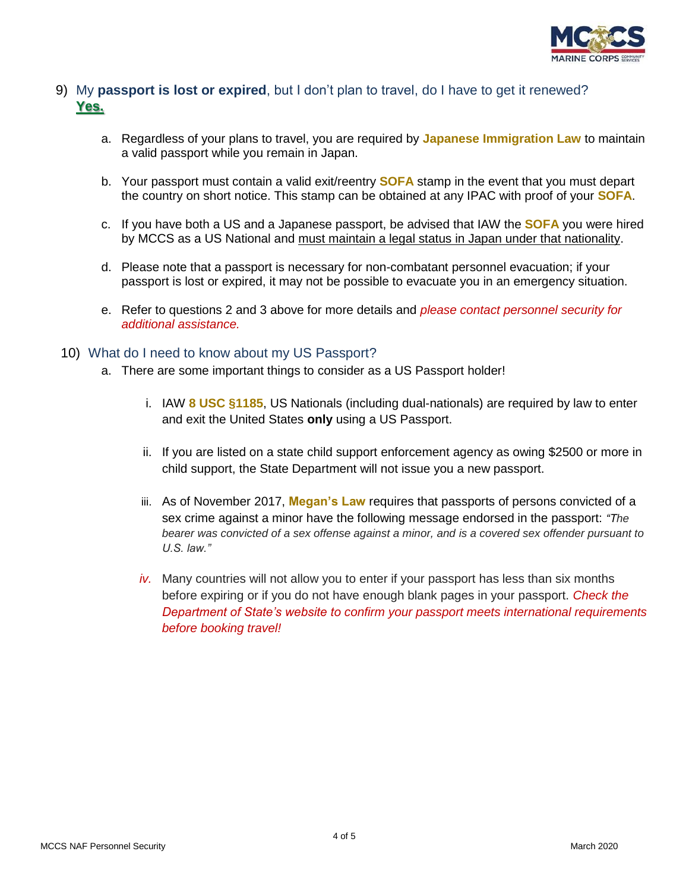9) My **passport is lost or expired**, but I don't plan to travel, do I have to get it renewed? **Yes.**

   a. Regardless of your plans to travel, you are required by **Japanese Immigration Law** to maintain a valid passport while you remain in Japan.

   b. Your passport must contain a valid exit/reentry **SOFA** stamp in the event that you must depart the country on short notice. This stamp can be obtained at any IPAC with proof of your **SOFA**.

   c. If you have both a US and a Japanese passport, be advised that IAW the **SOFA** you were hired by MCCS as a US National and must maintain a legal status in Japan under that nationality.

   d. Please note that a passport is necessary for non-combatant personnel evacuation; if your passport is lost or expired, it may not be possible to evacuate you in an emergency situation.

   e. Refer to questions 2 and 3 above for more details and *please contact personnel security for additional assistance.*

10) What do I need to know about my US Passport?

   a. There are some important things to consider as a US Passport holder!

      i. IAW **8 USC §1185**, US Nationals (including dual-nationals) are required by law to enter and exit the United States **only** using a US Passport.

      ii. If you are listed on a state child support enforcement agency as owing $2500 or more in child support, the State Department will not issue you a new passport.

      iii. As of November 2017, **Megan's Law** requires that passports of persons convicted of a sex crime against a minor have the following message endorsed in the passport: *"The bearer was convicted of a sex offense against a minor, and is a covered sex offender pursuant to U.S. law."*

      *iv.* Many countries will not allow you to enter if your passport has less than six months before expiring or if you do not have enough blank pages in your passport. *Check the Department of State's website to confirm your passport meets international requirements before booking travel!*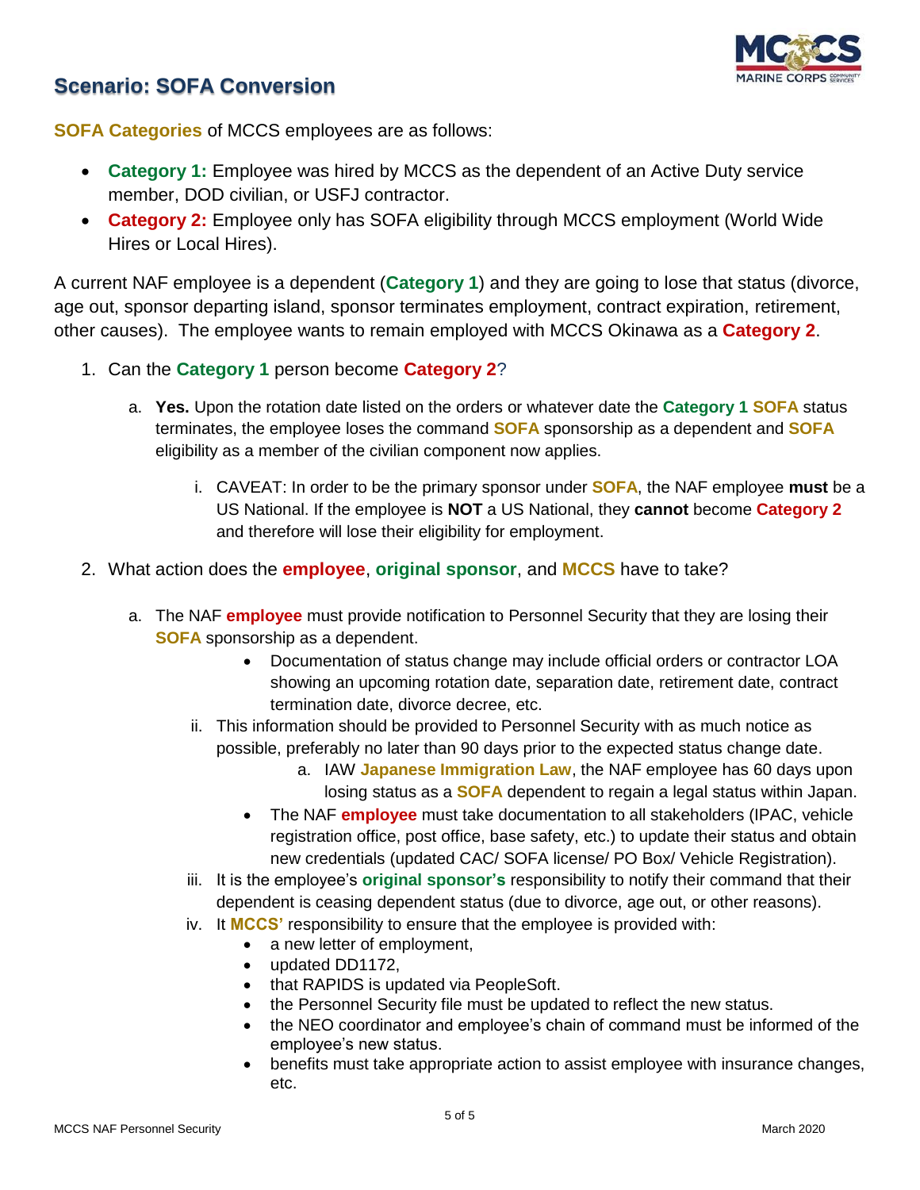## Scenario: SOFA Conversion

**SOFA Categories** of MCCS employees are as follows:

- **Category 1:** Employee was hired by MCCS as the dependent of an Active Duty service member, DOD civilian, or USFJ contractor.
- **Category 2:** Employee only has SOFA eligibility through MCCS employment (World Wide Hires or Local Hires).

A current NAF employee is a dependent (**Category 1**) and they are going to lose that status (divorce, age out, sponsor departing island, sponsor terminates employment, contract expiration, retirement, other causes). The employee wants to remain employed with MCCS Okinawa as a **Category 2**.

1. Can the **Category 1** person become **Category 2**?
   a. **Yes.** Upon the rotation date listed on the orders or whatever date the **Category 1 SOFA** status terminates, the employee loses the command **SOFA** sponsorship as a dependent and **SOFA** eligibility as a member of the civilian component now applies.
      i. CAVEAT: In order to be the primary sponsor under **SOFA**, the NAF employee **must** be a US National. If the employee is **NOT** a US National, they **cannot** become **Category 2** and therefore will lose their eligibility for employment.

2. What action does the **employee**, **original sponsor**, and **MCCS** have to take?
   a. The NAF **employee** must provide notification to Personnel Security that they are losing their **SOFA** sponsorship as a dependent.
      - Documentation of status change may include official orders or contractor LOA showing an upcoming rotation date, separation date, retirement date, contract termination date, divorce decree, etc.

   ii. This information should be provided to Personnel Security with as much notice as possible, preferably no later than 90 days prior to the expected status change date.
      a. IAW **Japanese Immigration Law**, the NAF employee has 60 days upon losing status as a **SOFA** dependent to regain a legal status within Japan.
      - The NAF **employee** must take documentation to all stakeholders (IPAC, vehicle registration office, post office, base safety, etc.) to update their status and obtain new credentials (updated CAC/ SOFA license/ PO Box/ Vehicle Registration).

   iii. It is the employee's **original sponsor's** responsibility to notify their command that their dependent is ceasing dependent status (due to divorce, age out, or other reasons).

   iv. It **MCCS'** responsibility to ensure that the employee is provided with:
      - a new letter of employment,
      - updated DD1172,
      - that RAPIDS is updated via PeopleSoft.
      - the Personnel Security file must be updated to reflect the new status.
      - the NEO coordinator and employee's chain of command must be informed of the employee's new status.
      - benefits must take appropriate action to assist employee with insurance changes, etc.